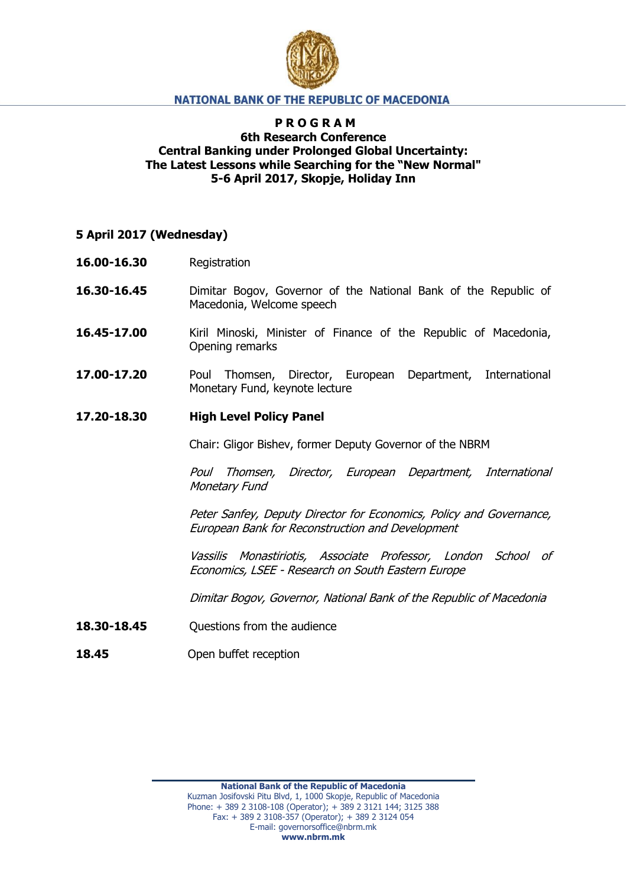**NATIONAL BANK OF THE REPUBLIC OF MACEDONIA**

# PROGRAM

## 6th Research Conference
## Central Banking under Prolonged Global Uncertainty: The Latest Lessons while Searching for the "New Normal"
## 5-6 April 2017, Skopje, Holiday Inn

### 5 April 2017 (Wednesday)

**16.00-16.30** Registration

**16.30-16.45** Dimitar Bogov, Governor of the National Bank of the Republic of Macedonia, Welcome speech

**16.45-17.00** Kiril Minoski, Minister of Finance of the Republic of Macedonia, Opening remarks

**17.00-17.20** Poul Thomsen, Director, European Department, International Monetary Fund, keynote lecture

**17.20-18.30** **High Level Policy Panel**

Chair: Gligor Bishev, former Deputy Governor of the NBRM

*Poul Thomsen, Director, European Department, International Monetary Fund*

*Peter Sanfey, Deputy Director for Economics, Policy and Governance, European Bank for Reconstruction and Development*

*Vassilis Monastiriotis, Associate Professor, London School of Economics, LSEE - Research on South Eastern Europe*

*Dimitar Bogov, Governor, National Bank of the Republic of Macedonia*

**18.30-18.45** Questions from the audience

**18.45** Open buffet reception

**National Bank of the Republic of Macedonia**
Kuzman Josifovski Pitu Blvd, 1, 1000 Skopje, Republic of Macedonia
Phone: + 389 2 3108-108 (Operator); + 389 2 3121 144; 3125 388
Fax: + 389 2 3108-357 (Operator); + 389 2 3124 054
E-mail: governorsoffice@nbrm.mk
**www.nbrm.mk**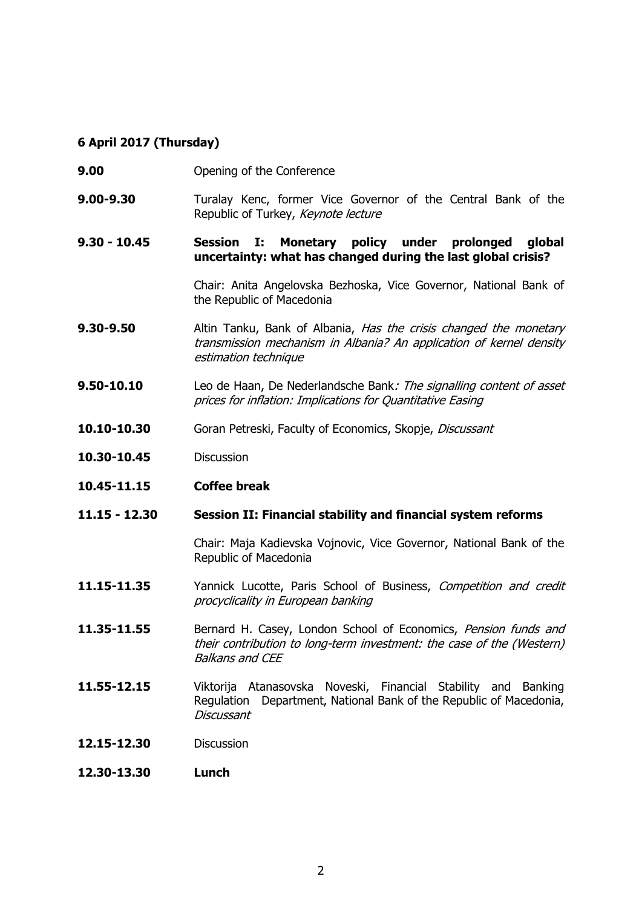**6 April 2017 (Thursday)**

**9.00** Opening of the Conference

**9.00-9.30** Turalay Kenc, former Vice Governor of the Central Bank of the Republic of Turkey, *Keynote lecture*

**9.30 - 10.45** **Session I: Monetary policy under prolonged global uncertainty: what has changed during the last global crisis?**

Chair: Anita Angelovska Bezhoska, Vice Governor, National Bank of the Republic of Macedonia

**9.30-9.50** Altin Tanku, Bank of Albania, *Has the crisis changed the monetary transmission mechanism in Albania? An application of kernel density estimation technique*

**9.50-10.10** Leo de Haan, De Nederlandsche Bank*: The signalling content of asset prices for inflation: Implications for Quantitative Easing*

**10.10-10.30** Goran Petreski, Faculty of Economics, Skopje, *Discussant*

**10.30-10.45** Discussion

**10.45-11.15** **Coffee break**

**11.15 - 12.30** **Session II: Financial stability and financial system reforms**

Chair: Maja Kadievska Vojnovic, Vice Governor, National Bank of the Republic of Macedonia

**11.15-11.35** Yannick Lucotte, Paris School of Business, *Competition and credit procyclicality in European banking*

**11.35-11.55** Bernard H. Casey, London School of Economics, *Pension funds and their contribution to long-term investment: the case of the (Western) Balkans and CEE*

**11.55-12.15** Viktorija Atanasovska Noveski, Financial Stability and Banking Regulation Department, National Bank of the Republic of Macedonia, *Discussant*

**12.15-12.30** Discussion

**12.30-13.30** **Lunch**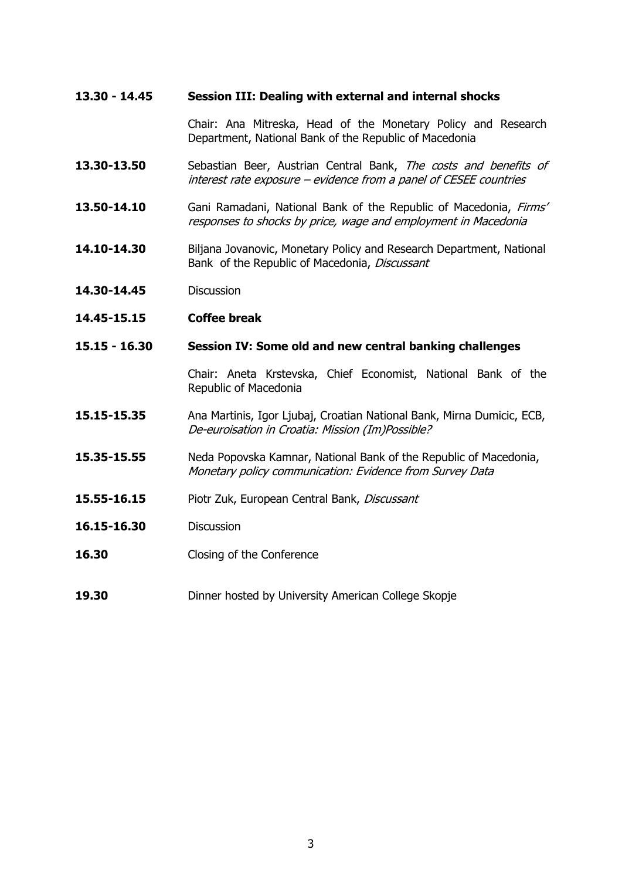**13.30 - 14.45** **Session III: Dealing with external and internal shocks**

Chair: Ana Mitreska, Head of the Monetary Policy and Research Department, National Bank of the Republic of Macedonia

**13.30-13.50** Sebastian Beer, Austrian Central Bank, *The costs and benefits of interest rate exposure – evidence from a panel of CESEE countries*

**13.50-14.10** Gani Ramadani, National Bank of the Republic of Macedonia, *Firms' responses to shocks by price, wage and employment in Macedonia*

**14.10-14.30** Biljana Jovanovic, Monetary Policy and Research Department, National Bank of the Republic of Macedonia, *Discussant*

**14.30-14.45** Discussion

**14.45-15.15** **Coffee break**

**15.15 - 16.30** **Session IV: Some old and new central banking challenges**

Chair: Aneta Krstevska, Chief Economist, National Bank of the Republic of Macedonia

**15.15-15.35** Ana Martinis, Igor Ljubaj, Croatian National Bank, Mirna Dumicic, ECB, *De-euroisation in Croatia: Mission (Im)Possible?*

**15.35-15.55** Neda Popovska Kamnar, National Bank of the Republic of Macedonia, *Monetary policy communication: Evidence from Survey Data*

**15.55-16.15** Piotr Zuk, European Central Bank, *Discussant*

**16.15-16.30** Discussion

**16.30** Closing of the Conference

**19.30** Dinner hosted by University American College Skopje